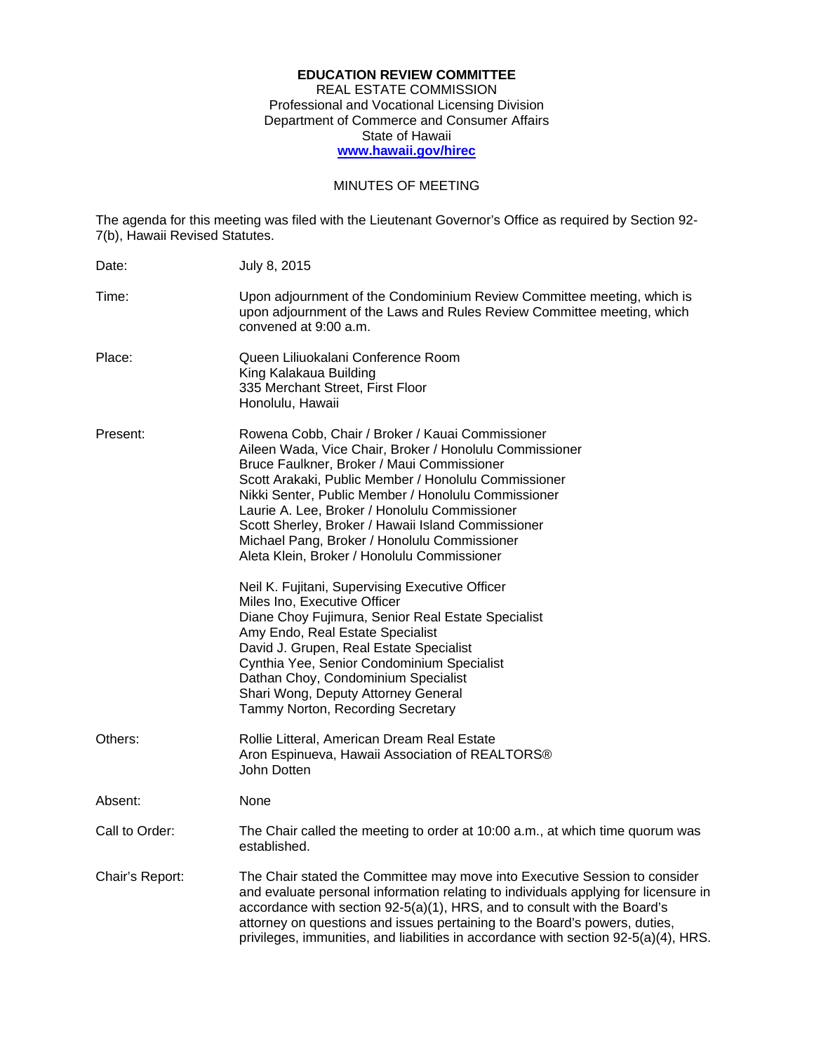**EDUCATION REVIEW COMMITTEE**
REAL ESTATE COMMISSION
Professional and Vocational Licensing Division
Department of Commerce and Consumer Affairs
State of Hawaii
**www.hawaii.gov/hirec**

MINUTES OF MEETING

The agenda for this meeting was filed with the Lieutenant Governor's Office as required by Section 92-7(b), Hawaii Revised Statutes.

| | |
|---|---|
| Date: | July 8, 2015 |
| Time: | Upon adjournment of the Condominium Review Committee meeting, which is upon adjournment of the Laws and Rules Review Committee meeting, which convened at 9:00 a.m. |
| Place: | Queen Liliuokalani Conference Room<br>King Kalakaua Building<br>335 Merchant Street, First Floor<br>Honolulu, Hawaii |
| Present: | Rowena Cobb, Chair / Broker / Kauai Commissioner<br>Aileen Wada, Vice Chair, Broker / Honolulu Commissioner<br>Bruce Faulkner, Broker / Maui Commissioner<br>Scott Arakaki, Public Member / Honolulu Commissioner<br>Nikki Senter, Public Member / Honolulu Commissioner<br>Laurie A. Lee, Broker / Honolulu Commissioner<br>Scott Sherley, Broker / Hawaii Island Commissioner<br>Michael Pang, Broker / Honolulu Commissioner<br>Aleta Klein, Broker / Honolulu Commissioner<br><br>Neil K. Fujitani, Supervising Executive Officer<br>Miles Ino, Executive Officer<br>Diane Choy Fujimura, Senior Real Estate Specialist<br>Amy Endo, Real Estate Specialist<br>David J. Grupen, Real Estate Specialist<br>Cynthia Yee, Senior Condominium Specialist<br>Dathan Choy, Condominium Specialist<br>Shari Wong, Deputy Attorney General<br>Tammy Norton, Recording Secretary |
| Others: | Rollie Litteral, American Dream Real Estate<br>Aron Espinueva, Hawaii Association of REALTORS®<br>John Dotten |
| Absent: | None |
| Call to Order: | The Chair called the meeting to order at 10:00 a.m., at which time quorum was established. |
| Chair's Report: | The Chair stated the Committee may move into Executive Session to consider and evaluate personal information relating to individuals applying for licensure in accordance with section 92-5(a)(1), HRS, and to consult with the Board's attorney on questions and issues pertaining to the Board's powers, duties, privileges, immunities, and liabilities in accordance with section 92-5(a)(4), HRS. |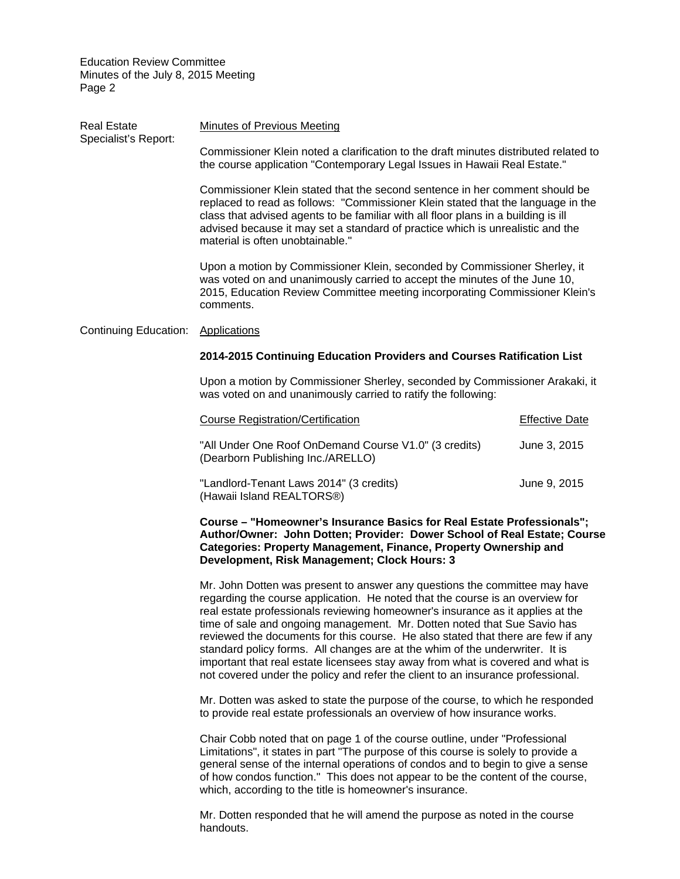Real Estate Specialist's Report: **Minutes of Previous Meeting**

Commissioner Klein noted a clarification to the draft minutes distributed related to the course application "Contemporary Legal Issues in Hawaii Real Estate."

Commissioner Klein stated that the second sentence in her comment should be replaced to read as follows: "Commissioner Klein stated that the language in the class that advised agents to be familiar with all floor plans in a building is ill advised because it may set a standard of practice which is unrealistic and the material is often unobtainable."

Upon a motion by Commissioner Klein, seconded by Commissioner Sherley, it was voted on and unanimously carried to accept the minutes of the June 10, 2015, Education Review Committee meeting incorporating Commissioner Klein's comments.

Continuing Education: **Applications**

**2014-2015 Continuing Education Providers and Courses Ratification List**

Upon a motion by Commissioner Sherley, seconded by Commissioner Arakaki, it was voted on and unanimously carried to ratify the following:

| Course Registration/Certification | Effective Date |
|---|---|
| "All Under One Roof OnDemand Course V1.0" (3 credits) (Dearborn Publishing Inc./ARELLO) | June 3, 2015 |
| "Landlord-Tenant Laws 2014" (3 credits) (Hawaii Island REALTORS®) | June 9, 2015 |

**Course – "Homeowner's Insurance Basics for Real Estate Professionals"; Author/Owner: John Dotten; Provider: Dower School of Real Estate; Course Categories: Property Management, Finance, Property Ownership and Development, Risk Management; Clock Hours: 3**

Mr. John Dotten was present to answer any questions the committee may have regarding the course application. He noted that the course is an overview for real estate professionals reviewing homeowner's insurance as it applies at the time of sale and ongoing management. Mr. Dotten noted that Sue Savio has reviewed the documents for this course. He also stated that there are few if any standard policy forms. All changes are at the whim of the underwriter. It is important that real estate licensees stay away from what is covered and what is not covered under the policy and refer the client to an insurance professional.

Mr. Dotten was asked to state the purpose of the course, to which he responded to provide real estate professionals an overview of how insurance works.

Chair Cobb noted that on page 1 of the course outline, under "Professional Limitations", it states in part "The purpose of this course is solely to provide a general sense of the internal operations of condos and to begin to give a sense of how condos function." This does not appear to be the content of the course, which, according to the title is homeowner's insurance.

Mr. Dotten responded that he will amend the purpose as noted in the course handouts.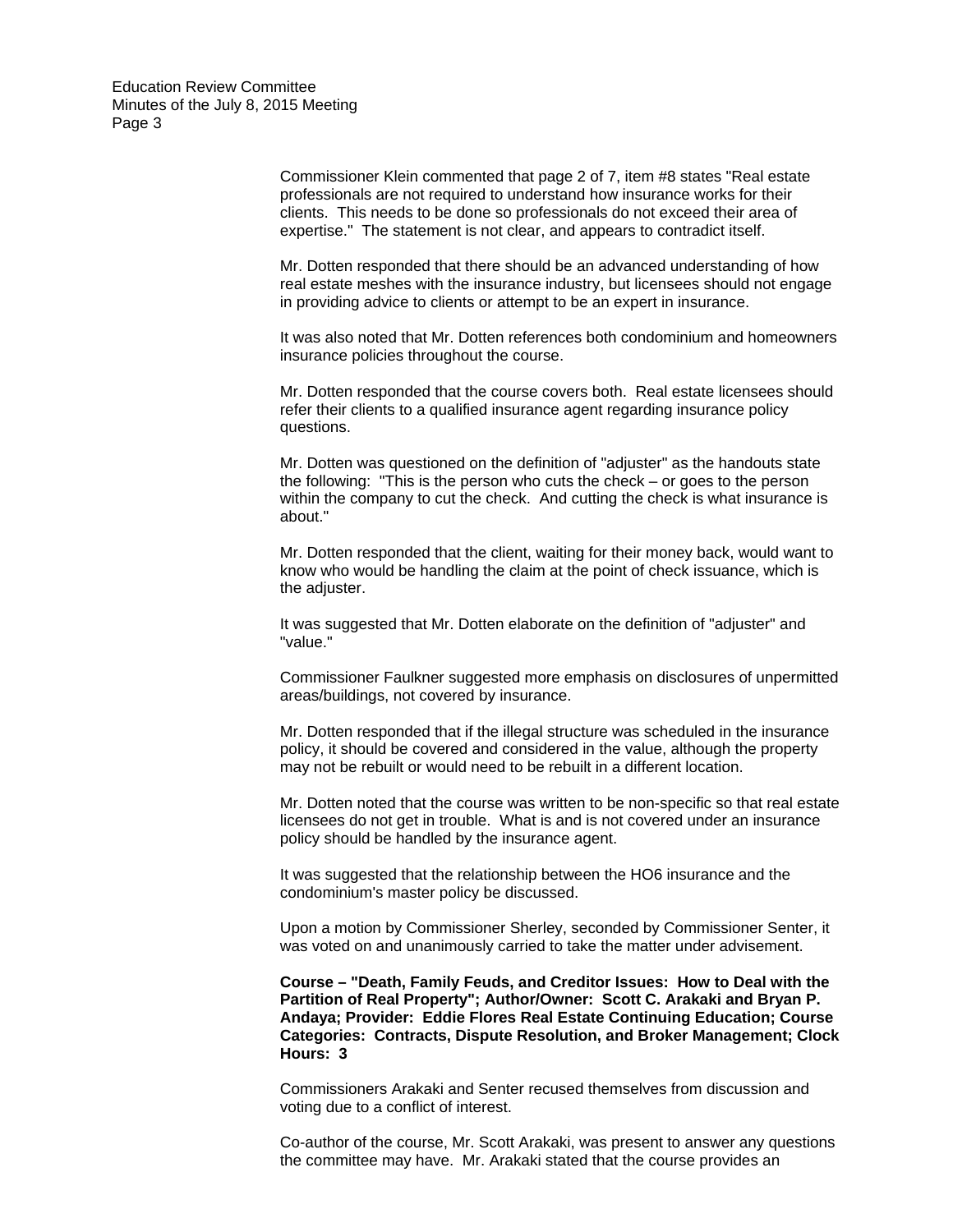Commissioner Klein commented that page 2 of 7, item #8 states "Real estate professionals are not required to understand how insurance works for their clients. This needs to be done so professionals do not exceed their area of expertise." The statement is not clear, and appears to contradict itself.

Mr. Dotten responded that there should be an advanced understanding of how real estate meshes with the insurance industry, but licensees should not engage in providing advice to clients or attempt to be an expert in insurance.

It was also noted that Mr. Dotten references both condominium and homeowners insurance policies throughout the course.

Mr. Dotten responded that the course covers both. Real estate licensees should refer their clients to a qualified insurance agent regarding insurance policy questions.

Mr. Dotten was questioned on the definition of "adjuster" as the handouts state the following: "This is the person who cuts the check – or goes to the person within the company to cut the check. And cutting the check is what insurance is about."

Mr. Dotten responded that the client, waiting for their money back, would want to know who would be handling the claim at the point of check issuance, which is the adjuster.

It was suggested that Mr. Dotten elaborate on the definition of "adjuster" and "value."

Commissioner Faulkner suggested more emphasis on disclosures of unpermitted areas/buildings, not covered by insurance.

Mr. Dotten responded that if the illegal structure was scheduled in the insurance policy, it should be covered and considered in the value, although the property may not be rebuilt or would need to be rebuilt in a different location.

Mr. Dotten noted that the course was written to be non-specific so that real estate licensees do not get in trouble. What is and is not covered under an insurance policy should be handled by the insurance agent.

It was suggested that the relationship between the HO6 insurance and the condominium's master policy be discussed.

Upon a motion by Commissioner Sherley, seconded by Commissioner Senter, it was voted on and unanimously carried to take the matter under advisement.

**Course – "Death, Family Feuds, and Creditor Issues: How to Deal with the Partition of Real Property"; Author/Owner: Scott C. Arakaki and Bryan P. Andaya; Provider: Eddie Flores Real Estate Continuing Education; Course Categories: Contracts, Dispute Resolution, and Broker Management; Clock Hours: 3**

Commissioners Arakaki and Senter recused themselves from discussion and voting due to a conflict of interest.

Co-author of the course, Mr. Scott Arakaki, was present to answer any questions the committee may have. Mr. Arakaki stated that the course provides an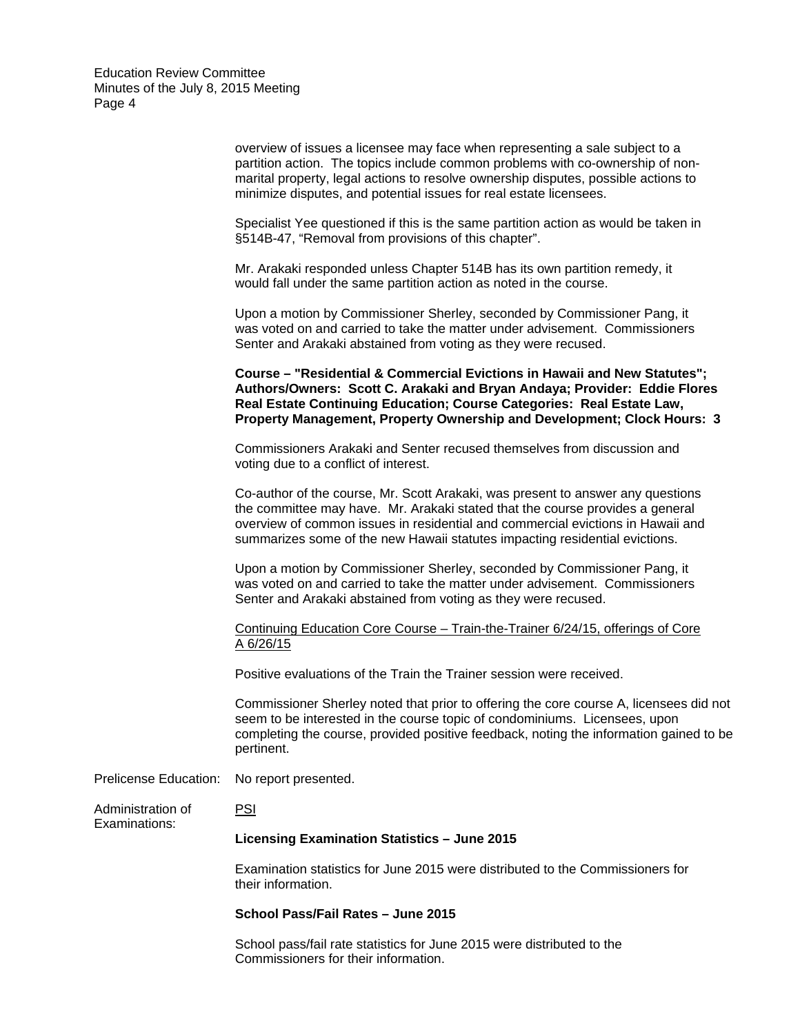overview of issues a licensee may face when representing a sale subject to a partition action. The topics include common problems with co-ownership of non-marital property, legal actions to resolve ownership disputes, possible actions to minimize disputes, and potential issues for real estate licensees.

Specialist Yee questioned if this is the same partition action as would be taken in §514B-47, "Removal from provisions of this chapter".

Mr. Arakaki responded unless Chapter 514B has its own partition remedy, it would fall under the same partition action as noted in the course.

Upon a motion by Commissioner Sherley, seconded by Commissioner Pang, it was voted on and carried to take the matter under advisement. Commissioners Senter and Arakaki abstained from voting as they were recused.

**Course – "Residential & Commercial Evictions in Hawaii and New Statutes"; Authors/Owners: Scott C. Arakaki and Bryan Andaya; Provider: Eddie Flores Real Estate Continuing Education; Course Categories: Real Estate Law, Property Management, Property Ownership and Development; Clock Hours: 3**

Commissioners Arakaki and Senter recused themselves from discussion and voting due to a conflict of interest.

Co-author of the course, Mr. Scott Arakaki, was present to answer any questions the committee may have. Mr. Arakaki stated that the course provides a general overview of common issues in residential and commercial evictions in Hawaii and summarizes some of the new Hawaii statutes impacting residential evictions.

Upon a motion by Commissioner Sherley, seconded by Commissioner Pang, it was voted on and carried to take the matter under advisement. Commissioners Senter and Arakaki abstained from voting as they were recused.

Continuing Education Core Course – Train-the-Trainer 6/24/15, offerings of Core A 6/26/15

Positive evaluations of the Train the Trainer session were received.

Commissioner Sherley noted that prior to offering the core course A, licensees did not seem to be interested in the course topic of condominiums. Licensees, upon completing the course, provided positive feedback, noting the information gained to be pertinent.

Prelicense Education: No report presented.

Administration of Examinations: PSI

**Licensing Examination Statistics – June 2015**

Examination statistics for June 2015 were distributed to the Commissioners for their information.

**School Pass/Fail Rates – June 2015**

School pass/fail rate statistics for June 2015 were distributed to the Commissioners for their information.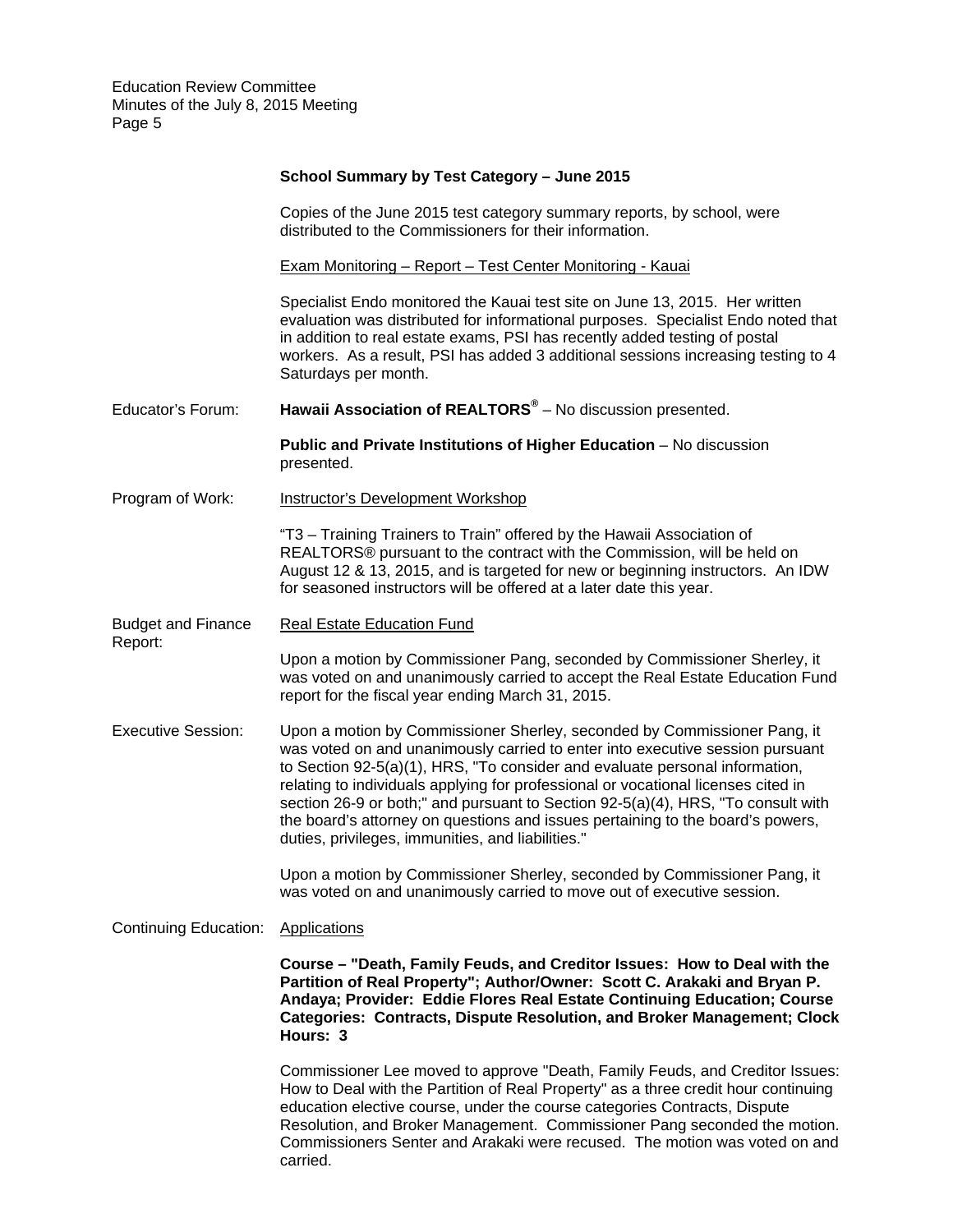**School Summary by Test Category – June 2015**

Copies of the June 2015 test category summary reports, by school, were distributed to the Commissioners for their information.

Exam Monitoring – Report – Test Center Monitoring - Kauai

Specialist Endo monitored the Kauai test site on June 13, 2015. Her written evaluation was distributed for informational purposes. Specialist Endo noted that in addition to real estate exams, PSI has recently added testing of postal workers. As a result, PSI has added 3 additional sessions increasing testing to 4 Saturdays per month.

Educator's Forum: **Hawaii Association of REALTORS®** – No discussion presented.

**Public and Private Institutions of Higher Education** – No discussion presented.

Program of Work: Instructor's Development Workshop

"T3 – Training Trainers to Train" offered by the Hawaii Association of REALTORS® pursuant to the contract with the Commission, will be held on August 12 & 13, 2015, and is targeted for new or beginning instructors. An IDW for seasoned instructors will be offered at a later date this year.

Budget and Finance Report: Real Estate Education Fund

Upon a motion by Commissioner Pang, seconded by Commissioner Sherley, it was voted on and unanimously carried to accept the Real Estate Education Fund report for the fiscal year ending March 31, 2015.

Executive Session: Upon a motion by Commissioner Sherley, seconded by Commissioner Pang, it was voted on and unanimously carried to enter into executive session pursuant to Section 92-5(a)(1), HRS, "To consider and evaluate personal information, relating to individuals applying for professional or vocational licenses cited in section 26-9 or both;" and pursuant to Section 92-5(a)(4), HRS, "To consult with the board's attorney on questions and issues pertaining to the board's powers, duties, privileges, immunities, and liabilities."

Upon a motion by Commissioner Sherley, seconded by Commissioner Pang, it was voted on and unanimously carried to move out of executive session.

Continuing Education: Applications

**Course – "Death, Family Feuds, and Creditor Issues: How to Deal with the Partition of Real Property"; Author/Owner: Scott C. Arakaki and Bryan P. Andaya; Provider: Eddie Flores Real Estate Continuing Education; Course Categories: Contracts, Dispute Resolution, and Broker Management; Clock Hours: 3**

Commissioner Lee moved to approve "Death, Family Feuds, and Creditor Issues: How to Deal with the Partition of Real Property" as a three credit hour continuing education elective course, under the course categories Contracts, Dispute Resolution, and Broker Management. Commissioner Pang seconded the motion. Commissioners Senter and Arakaki were recused. The motion was voted on and carried.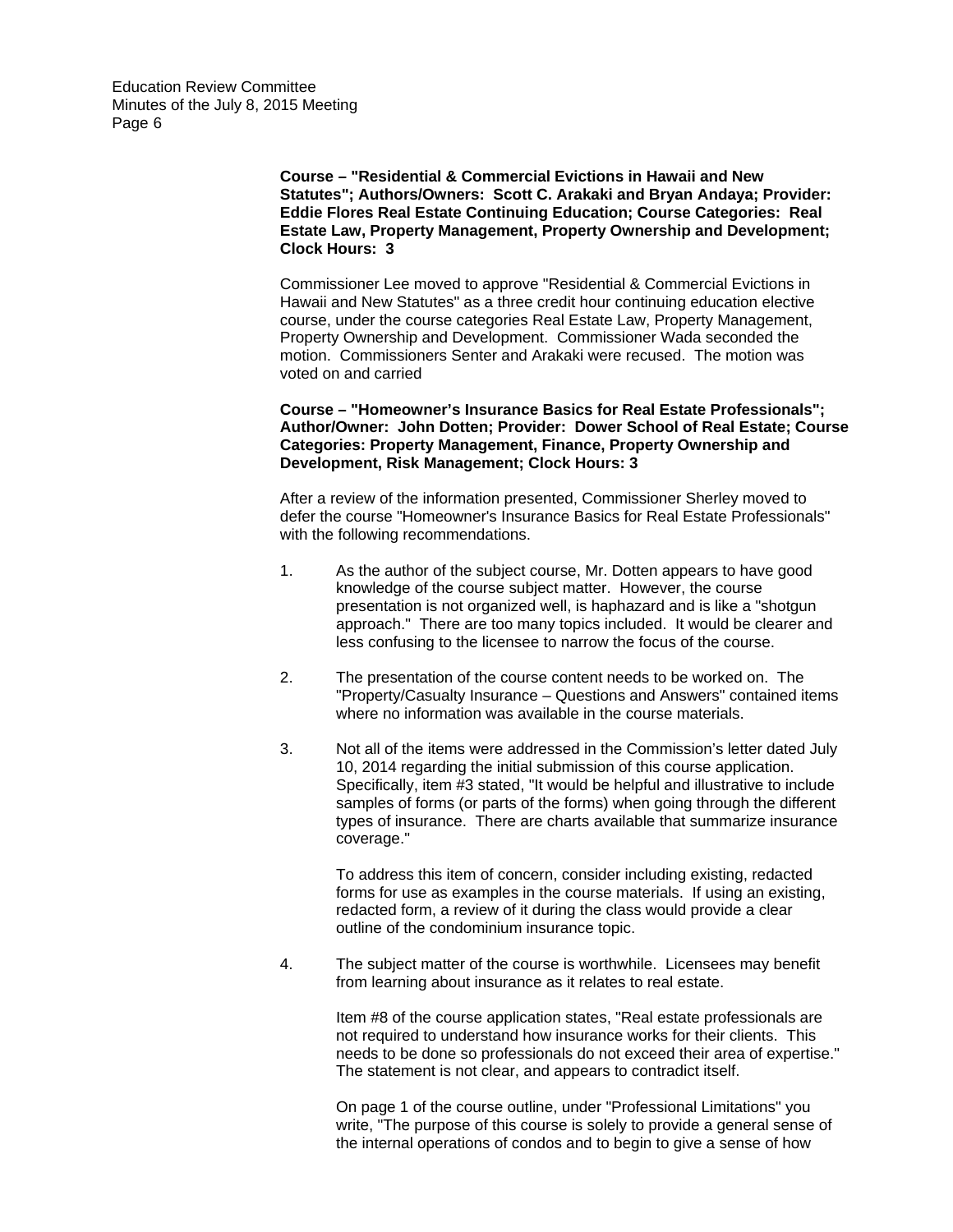**Course – "Residential & Commercial Evictions in Hawaii and New Statutes"; Authors/Owners: Scott C. Arakaki and Bryan Andaya; Provider: Eddie Flores Real Estate Continuing Education; Course Categories: Real Estate Law, Property Management, Property Ownership and Development; Clock Hours: 3**

Commissioner Lee moved to approve "Residential & Commercial Evictions in Hawaii and New Statutes" as a three credit hour continuing education elective course, under the course categories Real Estate Law, Property Management, Property Ownership and Development. Commissioner Wada seconded the motion. Commissioners Senter and Arakaki were recused. The motion was voted on and carried

**Course – "Homeowner's Insurance Basics for Real Estate Professionals"; Author/Owner: John Dotten; Provider: Dower School of Real Estate; Course Categories: Property Management, Finance, Property Ownership and Development, Risk Management; Clock Hours: 3**

After a review of the information presented, Commissioner Sherley moved to defer the course "Homeowner's Insurance Basics for Real Estate Professionals" with the following recommendations.

1. As the author of the subject course, Mr. Dotten appears to have good knowledge of the course subject matter. However, the course presentation is not organized well, is haphazard and is like a "shotgun approach." There are too many topics included. It would be clearer and less confusing to the licensee to narrow the focus of the course.

2. The presentation of the course content needs to be worked on. The "Property/Casualty Insurance – Questions and Answers" contained items where no information was available in the course materials.

3. Not all of the items were addressed in the Commission's letter dated July 10, 2014 regarding the initial submission of this course application. Specifically, item #3 stated, "It would be helpful and illustrative to include samples of forms (or parts of the forms) when going through the different types of insurance. There are charts available that summarize insurance coverage."

   To address this item of concern, consider including existing, redacted forms for use as examples in the course materials. If using an existing, redacted form, a review of it during the class would provide a clear outline of the condominium insurance topic.

4. The subject matter of the course is worthwhile. Licensees may benefit from learning about insurance as it relates to real estate.

   Item #8 of the course application states, "Real estate professionals are not required to understand how insurance works for their clients. This needs to be done so professionals do not exceed their area of expertise." The statement is not clear, and appears to contradict itself.

   On page 1 of the course outline, under "Professional Limitations" you write, "The purpose of this course is solely to provide a general sense of the internal operations of condos and to begin to give a sense of how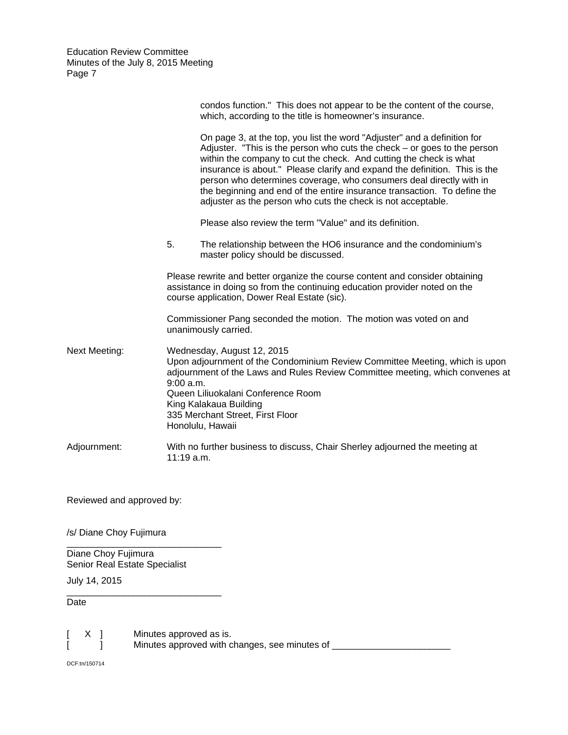condos function." This does not appear to be the content of the course, which, according to the title is homeowner's insurance.

On page 3, at the top, you list the word "Adjuster" and a definition for Adjuster. "This is the person who cuts the check – or goes to the person within the company to cut the check. And cutting the check is what insurance is about." Please clarify and expand the definition. This is the person who determines coverage, who consumers deal directly with in the beginning and end of the entire insurance transaction. To define the adjuster as the person who cuts the check is not acceptable.

Please also review the term "Value" and its definition.

5. The relationship between the HO6 insurance and the condominium's master policy should be discussed.

Please rewrite and better organize the course content and consider obtaining assistance in doing so from the continuing education provider noted on the course application, Dower Real Estate (sic).

Commissioner Pang seconded the motion. The motion was voted on and unanimously carried.

Next Meeting: Wednesday, August 12, 2015
Upon adjournment of the Condominium Review Committee Meeting, which is upon adjournment of the Laws and Rules Review Committee meeting, which convenes at 9:00 a.m.
Queen Liliuokalani Conference Room
King Kalakaua Building
335 Merchant Street, First Floor
Honolulu, Hawaii

Adjournment: With no further business to discuss, Chair Sherley adjourned the meeting at 11:19 a.m.

Reviewed and approved by:

/s/ Diane Choy Fujimura
_____________________________
Diane Choy Fujimura
Senior Real Estate Specialist

July 14, 2015
_____________________________
Date

[ X ] Minutes approved as is.
[ ] Minutes approved with changes, see minutes of ______________________

DCF:tn/150714